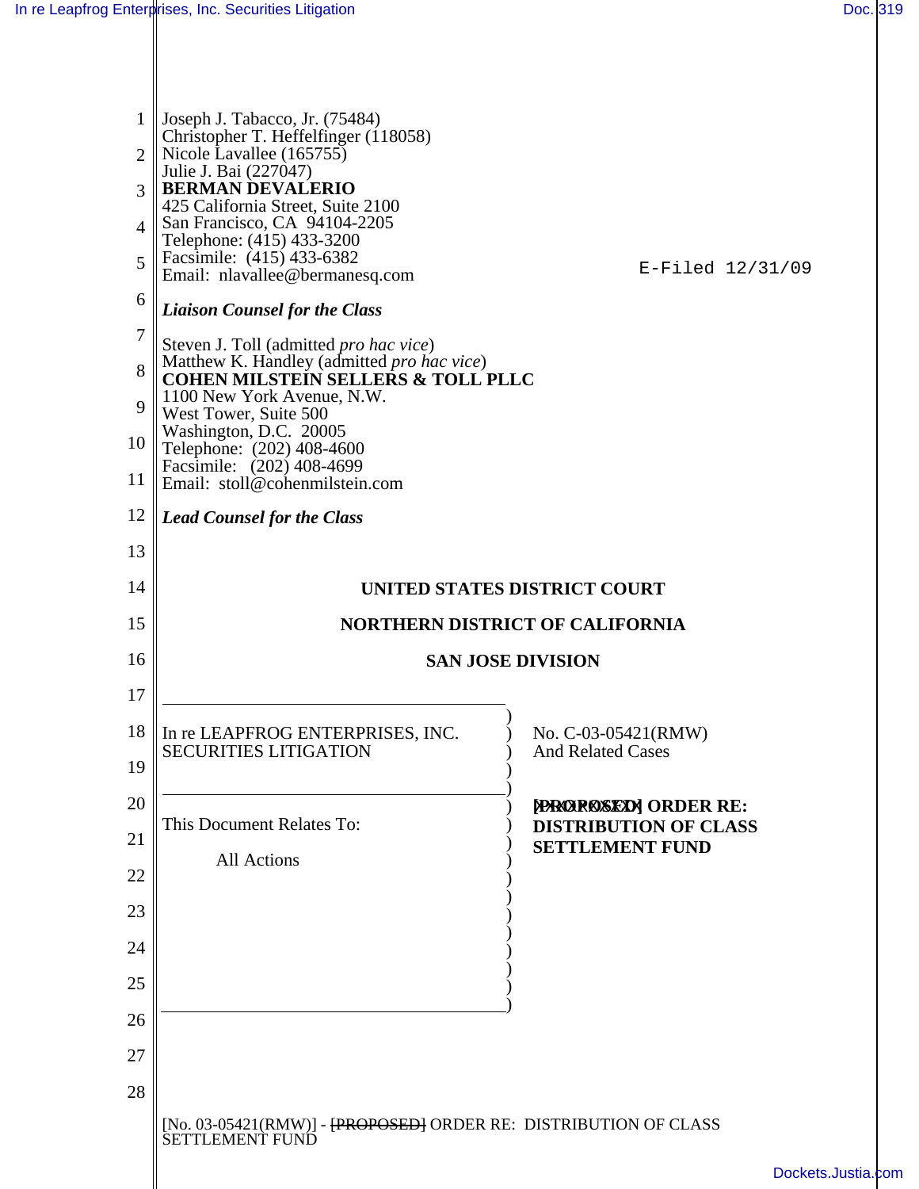Joseph J. Tabacco, Jr. (75484)
Christopher T. Heffelfinger (118058)
Nicole Lavallee (165755)
Julie J. Bai (227047)
**BERMAN DeVALERIO**
425 California Street, Suite 2100
San Francisco, CA 94104-2205
Telephone: (415) 433-3200
Facsimile: (415) 433-6382
Email: nlavallee@bermanesq.com

E-Filed 12/31/09

***Liaison Counsel for the Class***

Steven J. Toll (admitted *pro hac vice*)
Matthew K. Handley (admitted *pro hac vice*)
**COHEN MILSTEIN SELLERS & TOLL PLLC**
1100 New York Avenue, N.W.
West Tower, Suite 500
Washington, D.C. 20005
Telephone: (202) 408-4600
Facsimile: (202) 408-4699
Email: stoll@cohenmilstein.com

***Lead Counsel for the Class***

**UNITED STATES DISTRICT COURT**

**NORTHERN DISTRICT OF CALIFORNIA**

**SAN JOSE DIVISION**

| | |
|---|---|
| In re LEAPFROG ENTERPRISES, INC. SECURITIES LITIGATION | No. C-03-05421(RMW) And Related Cases |
| This Document Relates To: All Actions | ~~[PROPOSED]~~ **ORDER RE: DISTRIBUTION OF CLASS SETTLEMENT FUND** |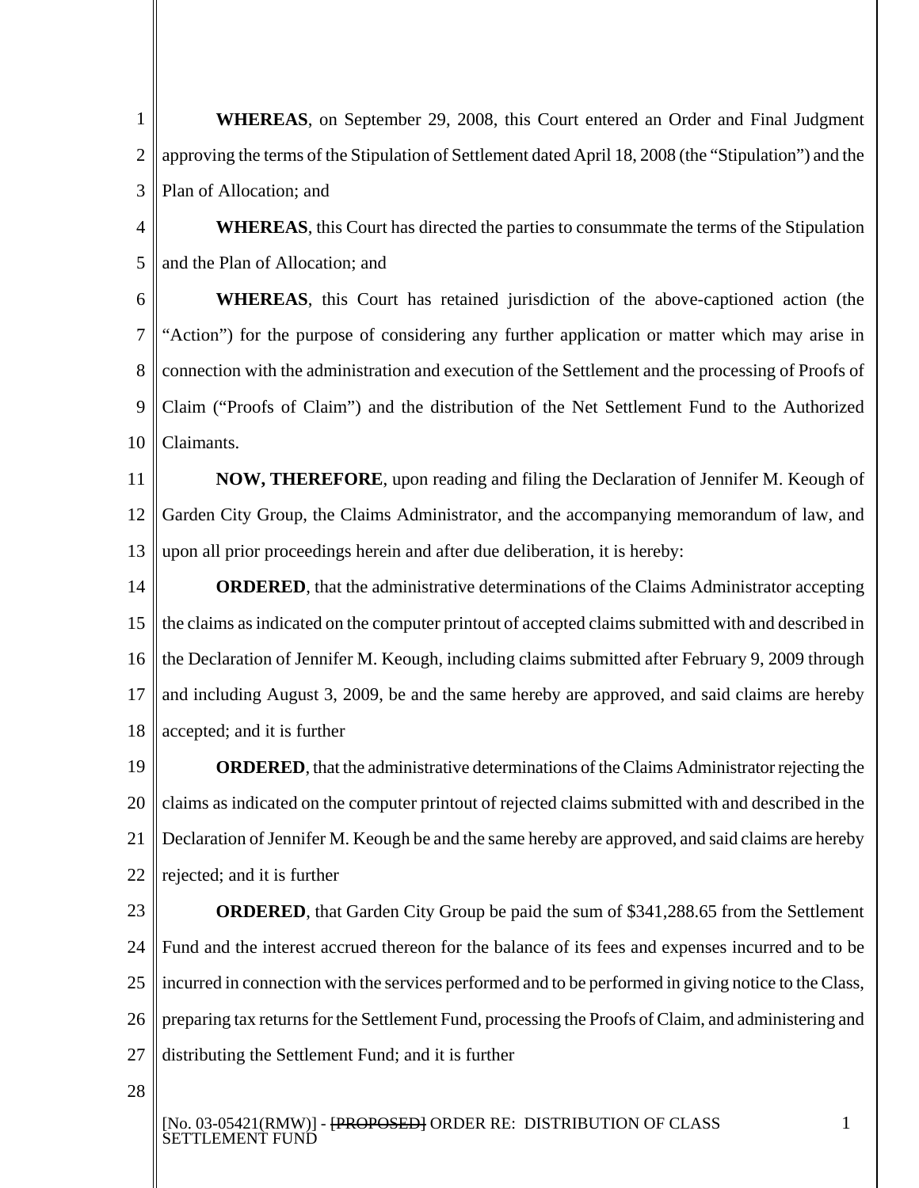**WHEREAS**, on September 29, 2008, this Court entered an Order and Final Judgment approving the terms of the Stipulation of Settlement dated April 18, 2008 (the "Stipulation") and the Plan of Allocation; and

**WHEREAS**, this Court has directed the parties to consummate the terms of the Stipulation and the Plan of Allocation; and

**WHEREAS**, this Court has retained jurisdiction of the above-captioned action (the "Action") for the purpose of considering any further application or matter which may arise in connection with the administration and execution of the Settlement and the processing of Proofs of Claim ("Proofs of Claim") and the distribution of the Net Settlement Fund to the Authorized Claimants.

**NOW, THEREFORE**, upon reading and filing the Declaration of Jennifer M. Keough of Garden City Group, the Claims Administrator, and the accompanying memorandum of law, and upon all prior proceedings herein and after due deliberation, it is hereby:

**ORDERED**, that the administrative determinations of the Claims Administrator accepting the claims as indicated on the computer printout of accepted claims submitted with and described in the Declaration of Jennifer M. Keough, including claims submitted after February 9, 2009 through and including August 3, 2009, be and the same hereby are approved, and said claims are hereby accepted; and it is further

**ORDERED**, that the administrative determinations of the Claims Administrator rejecting the claims as indicated on the computer printout of rejected claims submitted with and described in the Declaration of Jennifer M. Keough be and the same hereby are approved, and said claims are hereby rejected; and it is further

**ORDERED**, that Garden City Group be paid the sum of $341,288.65 from the Settlement Fund and the interest accrued thereon for the balance of its fees and expenses incurred and to be incurred in connection with the services performed and to be performed in giving notice to the Class, preparing tax returns for the Settlement Fund, processing the Proofs of Claim, and administering and distributing the Settlement Fund; and it is further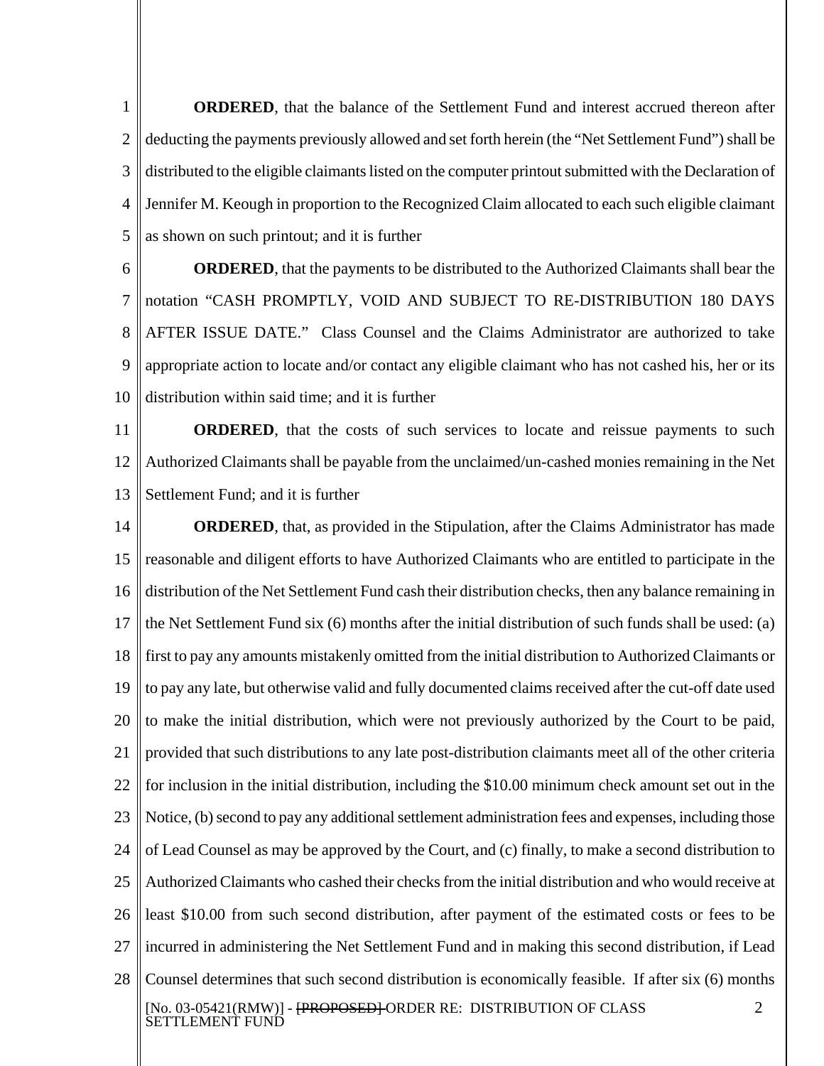**ORDERED**, that the balance of the Settlement Fund and interest accrued thereon after deducting the payments previously allowed and set forth herein (the "Net Settlement Fund") shall be distributed to the eligible claimants listed on the computer printout submitted with the Declaration of Jennifer M. Keough in proportion to the Recognized Claim allocated to each such eligible claimant as shown on such printout; and it is further

**ORDERED**, that the payments to be distributed to the Authorized Claimants shall bear the notation "CASH PROMPTLY, VOID AND SUBJECT TO RE-DISTRIBUTION 180 DAYS AFTER ISSUE DATE." Class Counsel and the Claims Administrator are authorized to take appropriate action to locate and/or contact any eligible claimant who has not cashed his, her or its distribution within said time; and it is further

**ORDERED**, that the costs of such services to locate and reissue payments to such Authorized Claimants shall be payable from the unclaimed/un-cashed monies remaining in the Net Settlement Fund; and it is further

**ORDERED**, that, as provided in the Stipulation, after the Claims Administrator has made reasonable and diligent efforts to have Authorized Claimants who are entitled to participate in the distribution of the Net Settlement Fund cash their distribution checks, then any balance remaining in the Net Settlement Fund six (6) months after the initial distribution of such funds shall be used: (a) first to pay any amounts mistakenly omitted from the initial distribution to Authorized Claimants or to pay any late, but otherwise valid and fully documented claims received after the cut-off date used to make the initial distribution, which were not previously authorized by the Court to be paid, provided that such distributions to any late post-distribution claimants meet all of the other criteria for inclusion in the initial distribution, including the $10.00 minimum check amount set out in the Notice, (b) second to pay any additional settlement administration fees and expenses, including those of Lead Counsel as may be approved by the Court, and (c) finally, to make a second distribution to Authorized Claimants who cashed their checks from the initial distribution and who would receive at least $10.00 from such second distribution, after payment of the estimated costs or fees to be incurred in administering the Net Settlement Fund and in making this second distribution, if Lead Counsel determines that such second distribution is economically feasible. If after six (6) months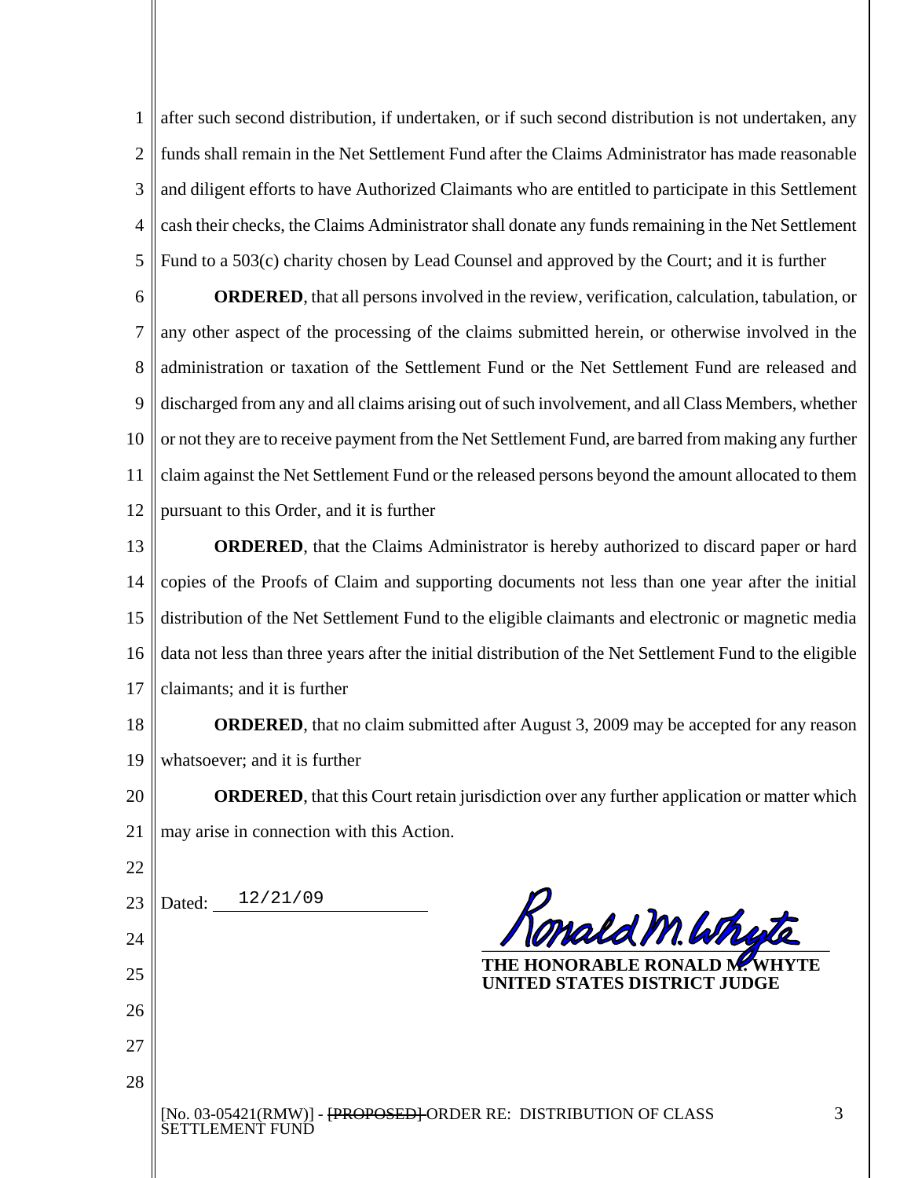after such second distribution, if undertaken, or if such second distribution is not undertaken, any funds shall remain in the Net Settlement Fund after the Claims Administrator has made reasonable and diligent efforts to have Authorized Claimants who are entitled to participate in this Settlement cash their checks, the Claims Administrator shall donate any funds remaining in the Net Settlement Fund to a 503(c) charity chosen by Lead Counsel and approved by the Court; and it is further

**ORDERED**, that all persons involved in the review, verification, calculation, tabulation, or any other aspect of the processing of the claims submitted herein, or otherwise involved in the administration or taxation of the Settlement Fund or the Net Settlement Fund are released and discharged from any and all claims arising out of such involvement, and all Class Members, whether or not they are to receive payment from the Net Settlement Fund, are barred from making any further claim against the Net Settlement Fund or the released persons beyond the amount allocated to them pursuant to this Order, and it is further

**ORDERED**, that the Claims Administrator is hereby authorized to discard paper or hard copies of the Proofs of Claim and supporting documents not less than one year after the initial distribution of the Net Settlement Fund to the eligible claimants and electronic or magnetic media data not less than three years after the initial distribution of the Net Settlement Fund to the eligible claimants; and it is further

**ORDERED**, that no claim submitted after August 3, 2009 may be accepted for any reason whatsoever; and it is further

**ORDERED**, that this Court retain jurisdiction over any further application or matter which may arise in connection with this Action.

Dated: 12/21/09

Ronald M. Whyte

**THE HONORABLE RONALD M. WHYTE**
**UNITED STATES DISTRICT JUDGE**

[No. 03-05421(RMW)] - ~~[PROPOSED]~~ ORDER RE: DISTRIBUTION OF CLASS SETTLEMENT FUND